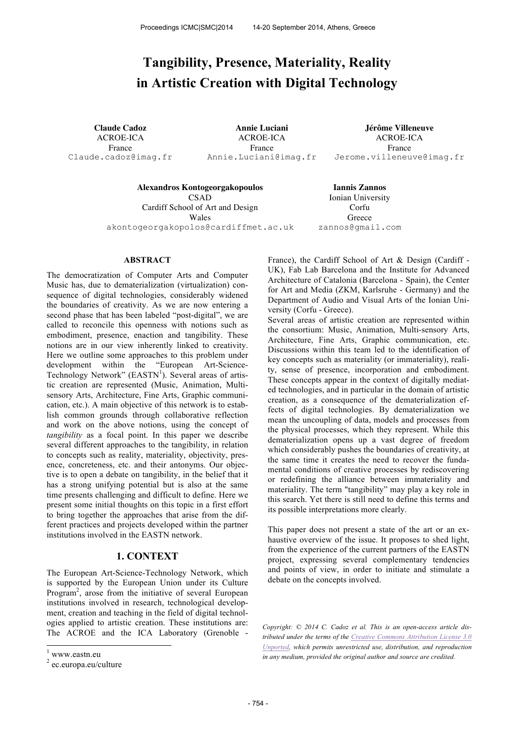# Tangibility, Presence, Materiality, Reality in Artistic Creation with Digital Technology

**Claude Cadoz**
ACROE-ICA
France
Claude.cadoz@imag.fr

**Annie Luciani**
ACROE-ICA
France
Annie.Luciani@imag.fr

**Jérôme Villeneuve**
ACROE-ICA
France
Jerome.villeneuve@imag.fr

**Alexandros Kontogeorgakopoulos**
CSAD
Cardiff School of Art and Design
Wales
akontogeorgakopolos@cardiffmet.ac.uk

**Iannis Zannos**
Ionian University
Corfu
Greece
zannos@gmail.com

## ABSTRACT

The democratization of Computer Arts and Computer Music has, due to dematerialization (virtualization) consequence of digital technologies, considerably widened the boundaries of creativity. As we are now entering a second phase that has been labeled "post-digital", we are called to reconcile this openness with notions such as embodiment, presence, enaction and tangibility. These notions are in our view inherently linked to creativity. Here we outline some approaches to this problem under development within the "European Art-Science-Technology Network" (EASTN[1]). Several areas of artistic creation are represented (Music, Animation, Multi-sensory Arts, Architecture, Fine Arts, Graphic communication, etc.). A main objective of this network is to establish common grounds through collaborative reflection and work on the above notions, using the concept of *tangibility* as a focal point. In this paper we describe several different approaches to the tangibility, in relation to concepts such as reality, materiality, objectivity, presence, concreteness, etc. and their antonyms. Our objective is to open a debate on tangibility, in the belief that it has a strong unifying potential but is also at the same time presents challenging and difficult to define. Here we present some initial thoughts on this topic in a first effort to bring together the approaches that arise from the different practices and projects developed within the partner institutions involved in the EASTN network.

## 1. CONTEXT

The European Art-Science-Technology Network, which is supported by the European Union under its Culture Program[2], arose from the initiative of several European institutions involved in research, technological development, creation and teaching in the field of digital technologies applied to artistic creation. These institutions are: The ACROE and the ICA Laboratory (Grenoble - France), the Cardiff School of Art & Design (Cardiff - UK), Fab Lab Barcelona and the Institute for Advanced Architecture of Catalonia (Barcelona - Spain), the Center for Art and Media (ZKM, Karlsruhe - Germany) and the Department of Audio and Visual Arts of the Ionian University (Corfu - Greece).

Several areas of artistic creation are represented within the consortium: Music, Animation, Multi-sensory Arts, Architecture, Fine Arts, Graphic communication, etc. Discussions within this team led to the identification of key concepts such as materiality (or immateriality), reality, sense of presence, incorporation and embodiment. These concepts appear in the context of digitally mediated technologies, and in particular in the domain of artistic creation, as a consequence of the dematerialization effects of digital technologies. By dematerialization we mean the uncoupling of data, models and processes from the physical processes, which they represent. While this dematerialization opens up a vast degree of freedom which considerably pushes the boundaries of creativity, at the same time it creates the need to recover the fundamental conditions of creative processes by rediscovering or redefining the alliance between immateriality and materiality. The term "tangibility" may play a key role in this search. Yet there is still need to define this terms and its possible interpretations more clearly.

This paper does not present a state of the art or an exhaustive overview of the issue. It proposes to shed light, from the experience of the current partners of the EASTN project, expressing several complementary tendencies and points of view, in order to initiate and stimulate a debate on the concepts involved.

*Copyright: © 2014 C. Cadoz et al. This is an open-access article distributed under the terms of the Creative Commons Attribution License 3.0 Unported, which permits unrestricted use, distribution, and reproduction in any medium, provided the original author and source are credited.*

[1] www.eastn.eu
[2] ec.europa.eu/culture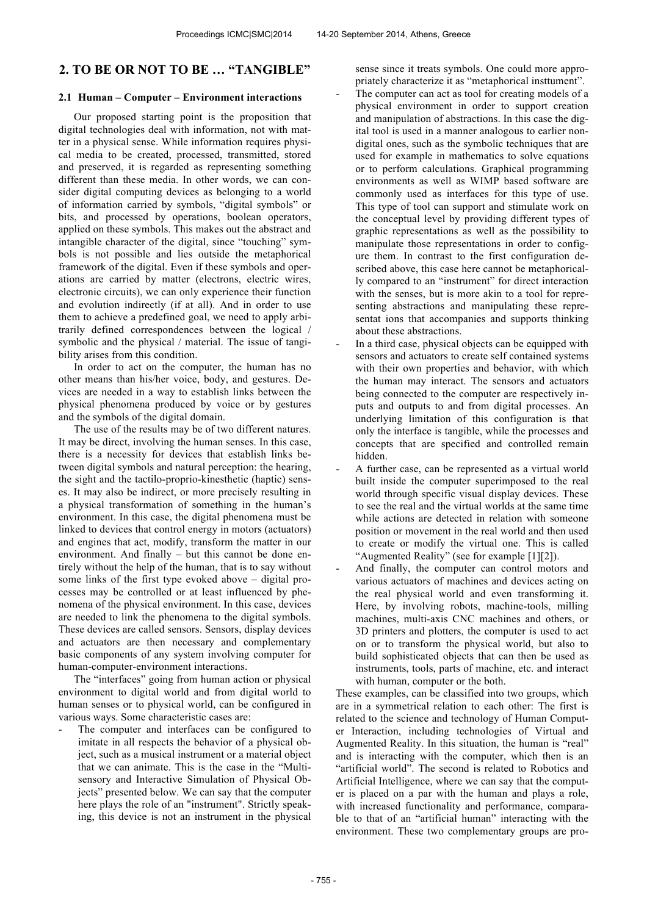## 2. TO BE OR NOT TO BE … "TANGIBLE"

### 2.1 Human – Computer – Environment interactions

Our proposed starting point is the proposition that digital technologies deal with information, not with matter in a physical sense. While information requires physical media to be created, processed, transmitted, stored and preserved, it is regarded as representing something different than these media. In other words, we can consider digital computing devices as belonging to a world of information carried by symbols, "digital symbols" or bits, and processed by operations, boolean operators, applied on these symbols. This makes out the abstract and intangible character of the digital, since "touching" symbols is not possible and lies outside the metaphorical framework of the digital. Even if these symbols and operations are carried by matter (electrons, electric wires, electronic circuits), we can only experience their function and evolution indirectly (if at all). And in order to use them to achieve a predefined goal, we need to apply arbitrarily defined correspondences between the logical / symbolic and the physical / material. The issue of tangibility arises from this condition.

In order to act on the computer, the human has no other means than his/her voice, body, and gestures. Devices are needed in a way to establish links between the physical phenomena produced by voice or by gestures and the symbols of the digital domain.

The use of the results may be of two different natures. It may be direct, involving the human senses. In this case, there is a necessity for devices that establish links between digital symbols and natural perception: the hearing, the sight and the tactilo-proprio-kinesthetic (haptic) senses. It may also be indirect, or more precisely resulting in a physical transformation of something in the human's environment. In this case, the digital phenomena must be linked to devices that control energy in motors (actuators) and engines that act, modify, transform the matter in our environment. And finally – but this cannot be done entirely without the help of the human, that is to say without some links of the first type evoked above – digital processes may be controlled or at least influenced by phenomena of the physical environment. In this case, devices are needed to link the phenomena to the digital symbols. These devices are called sensors. Sensors, display devices and actuators are then necessary and complementary basic components of any system involving computer for human-computer-environment interactions.

The "interfaces" going from human action or physical environment to digital world and from digital world to human senses or to physical world, can be configured in various ways. Some characteristic cases are:

- The computer and interfaces can be configured to imitate in all respects the behavior of a physical object, such as a musical instrument or a material object that we can animate. This is the case in the "Multisensory and Interactive Simulation of Physical Objects" presented below. We can say that the computer here plays the role of an "instrument". Strictly speaking, this device is not an instrument in the physical sense since it treats symbols. One could more appropriately characterize it as "metaphorical insttument".
- The computer can act as tool for creating models of a physical environment in order to support creation and manipulation of abstractions. In this case the digital tool is used in a manner analogous to earlier non-digital ones, such as the symbolic techniques that are used for example in mathematics to solve equations or to perform calculations. Graphical programming environments as well as WIMP based software are commonly used as interfaces for this type of use. This type of tool can support and stimulate work on the conceptual level by providing different types of graphic representations as well as the possibility to manipulate those representations in order to configure them. In contrast to the first configuration described above, this case here cannot be metaphorically compared to an "instrument" for direct interaction with the senses, but is more akin to a tool for representing abstractions and manipulating these representat ions that accompanies and supports thinking about these abstractions.
- In a third case, physical objects can be equipped with sensors and actuators to create self contained systems with their own properties and behavior, with which the human may interact. The sensors and actuators being connected to the computer are respectively inputs and outputs to and from digital processes. An underlying limitation of this configuration is that only the interface is tangible, while the processes and concepts that are specified and controlled remain hidden.
- A further case, can be represented as a virtual world built inside the computer superimposed to the real world through specific visual display devices. These to see the real and the virtual worlds at the same time while actions are detected in relation with someone position or movement in the real world and then used to create or modify the virtual one. This is called "Augmented Reality" (see for example [1][2]).
- And finally, the computer can control motors and various actuators of machines and devices acting on the real physical world and even transforming it. Here, by involving robots, machine-tools, milling machines, multi-axis CNC machines and others, or 3D printers and plotters, the computer is used to act on or to transform the physical world, but also to build sophisticated objects that can then be used as instruments, tools, parts of machine, etc. and interact with human, computer or the both.

These examples, can be classified into two groups, which are in a symmetrical relation to each other: The first is related to the science and technology of Human Computer Interaction, including technologies of Virtual and Augmented Reality. In this situation, the human is "real" and is interacting with the computer, which then is an "artificial world". The second is related to Robotics and Artificial Intelligence, where we can say that the computer is placed on a par with the human and plays a role, with increased functionality and performance, comparable to that of an "artificial human" interacting with the environment. These two complementary groups are pro-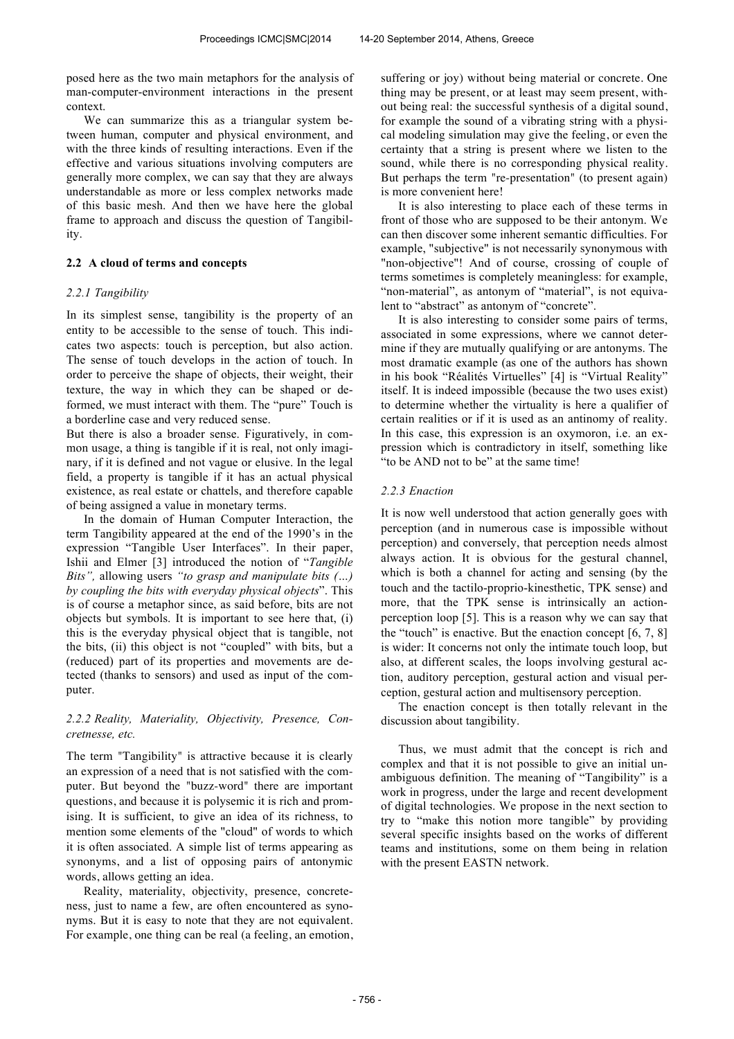posed here as the two main metaphors for the analysis of man-computer-environment interactions in the present context.

We can summarize this as a triangular system between human, computer and physical environment, and with the three kinds of resulting interactions. Even if the effective and various situations involving computers are generally more complex, we can say that they are always understandable as more or less complex networks made of this basic mesh. And then we have here the global frame to approach and discuss the question of Tangibility.

### 2.2 A cloud of terms and concepts

#### *2.2.1 Tangibility*

In its simplest sense, tangibility is the property of an entity to be accessible to the sense of touch. This indicates two aspects: touch is perception, but also action. The sense of touch develops in the action of touch. In order to perceive the shape of objects, their weight, their texture, the way in which they can be shaped or deformed, we must interact with them. The "pure" Touch is a borderline case and very reduced sense.

But there is also a broader sense. Figuratively, in common usage, a thing is tangible if it is real, not only imaginary, if it is defined and not vague or elusive. In the legal field, a property is tangible if it has an actual physical existence, as real estate or chattels, and therefore capable of being assigned a value in monetary terms.

In the domain of Human Computer Interaction, the term Tangibility appeared at the end of the 1990's in the expression "Tangible User Interfaces". In their paper, Ishii and Elmer [3] introduced the notion of "*Tangible Bits",* allowing users *"to grasp and manipulate bits (…) by coupling the bits with everyday physical objects*". This is of course a metaphor since, as said before, bits are not objects but symbols. It is important to see here that, (i) this is the everyday physical object that is tangible, not the bits, (ii) this object is not "coupled" with bits, but a (reduced) part of its properties and movements are detected (thanks to sensors) and used as input of the computer.

#### *2.2.2 Reality, Materiality, Objectivity, Presence, Concretnesse, etc.*

The term "Tangibility" is attractive because it is clearly an expression of a need that is not satisfied with the computer. But beyond the "buzz-word" there are important questions, and because it is polysemic it is rich and promising. It is sufficient, to give an idea of its richness, to mention some elements of the "cloud" of words to which it is often associated. A simple list of terms appearing as synonyms, and a list of opposing pairs of antonymic words, allows getting an idea.

Reality, materiality, objectivity, presence, concreteness, just to name a few, are often encountered as synonyms. But it is easy to note that they are not equivalent. For example, one thing can be real (a feeling, an emotion, suffering or joy) without being material or concrete. One thing may be present, or at least may seem present, without being real: the successful synthesis of a digital sound, for example the sound of a vibrating string with a physical modeling simulation may give the feeling, or even the certainty that a string is present where we listen to the sound, while there is no corresponding physical reality. But perhaps the term "re-presentation" (to present again) is more convenient here!

It is also interesting to place each of these terms in front of those who are supposed to be their antonym. We can then discover some inherent semantic difficulties. For example, "subjective" is not necessarily synonymous with "non-objective"! And of course, crossing of couple of terms sometimes is completely meaningless: for example, "non-material", as antonym of "material", is not equivalent to "abstract" as antonym of "concrete".

It is also interesting to consider some pairs of terms, associated in some expressions, where we cannot determine if they are mutually qualifying or are antonyms. The most dramatic example (as one of the authors has shown in his book "Réalités Virtuelles" [4] is "Virtual Reality" itself. It is indeed impossible (because the two uses exist) to determine whether the virtuality is here a qualifier of certain realities or if it is used as an antinomy of reality. In this case, this expression is an oxymoron, i.e. an expression which is contradictory in itself, something like "to be AND not to be" at the same time!

#### *2.2.3 Enaction*

It is now well understood that action generally goes with perception (and in numerous case is impossible without perception) and conversely, that perception needs almost always action. It is obvious for the gestural channel, which is both a channel for acting and sensing (by the touch and the tactilo-proprio-kinesthetic, TPK sense) and more, that the TPK sense is intrinsically an action-perception loop [5]. This is a reason why we can say that the "touch" is enactive. But the enaction concept [6, 7, 8] is wider: It concerns not only the intimate touch loop, but also, at different scales, the loops involving gestural action, auditory perception, gestural action and visual perception, gestural action and multisensory perception.

The enaction concept is then totally relevant in the discussion about tangibility.

Thus, we must admit that the concept is rich and complex and that it is not possible to give an initial unambiguous definition. The meaning of "Tangibility" is a work in progress, under the large and recent development of digital technologies. We propose in the next section to try to "make this notion more tangible" by providing several specific insights based on the works of different teams and institutions, some on them being in relation with the present EASTN network.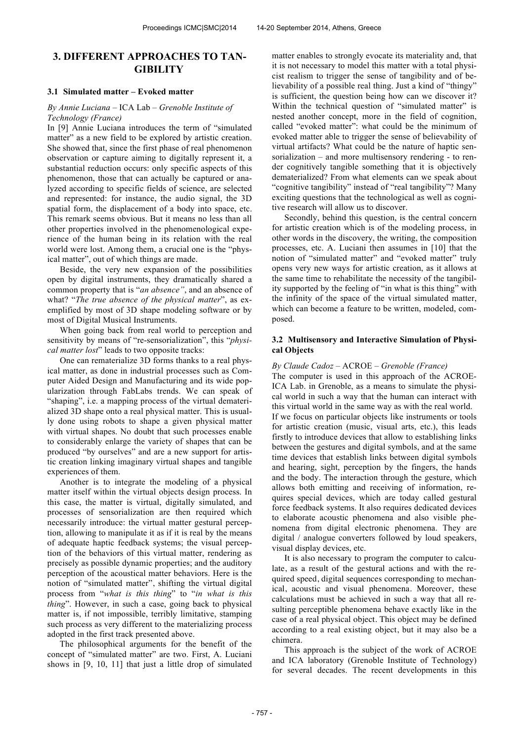## 3. DIFFERENT APPROACHES TO TANGIBILITY

### 3.1 Simulated matter – Evoked matter

*By Annie Luciana* – ICA Lab – *Grenoble Institute of Technology (France)*

In [9] Annie Luciana introduces the term of "simulated matter" as a new field to be explored by artistic creation. She showed that, since the first phase of real phenomenon observation or capture aiming to digitally represent it, a substantial reduction occurs: only specific aspects of this phenomenon, those that can actually be captured or analyzed according to specific fields of science, are selected and represented: for instance, the audio signal, the 3D spatial form, the displacement of a body into space, etc. This remark seems obvious. But it means no less than all other properties involved in the phenomenological experience of the human being in its relation with the real world were lost. Among them, a crucial one is the "physical matter", out of which things are made.

Beside, the very new expansion of the possibilities open by digital instruments, they dramatically shared a common property that is "*an absence"*, and an absence of what? "*The true absence of the physical matter*", as exemplified by most of 3D shape modeling software or by most of Digital Musical Instruments.

When going back from real world to perception and sensitivity by means of "re-sensorialization", this "*physical matter lost*" leads to two opposite tracks:

One can rematerialize 3D forms thanks to a real physical matter, as done in industrial processes such as Computer Aided Design and Manufacturing and its wide popularization through FabLabs trends. We can speak of "shaping", i.e. a mapping process of the virtual dematerialized 3D shape onto a real physical matter. This is usually done using robots to shape a given physical matter with virtual shapes. No doubt that such processes enable to considerably enlarge the variety of shapes that can be produced "by ourselves" and are a new support for artistic creation linking imaginary virtual shapes and tangible experiences of them.

Another is to integrate the modeling of a physical matter itself within the virtual objects design process. In this case, the matter is virtual, digitally simulated, and processes of sensorialization are then required which necessarily introduce: the virtual matter gestural perception, allowing to manipulate it as if it is real by the means of adequate haptic feedback systems; the visual perception of the behaviors of this virtual matter, rendering as precisely as possible dynamic properties; and the auditory perception of the acoustical matter behaviors. Here is the notion of "simulated matter", shifting the virtual digital process from "*what is this thing*" to "*in what is this thing*". However, in such a case, going back to physical matter is, if not impossible, terribly limitative, stamping such process as very different to the materializing process adopted in the first track presented above.

The philosophical arguments for the benefit of the concept of "simulated matter" are two. First, A. Luciani shows in [9, 10, 11] that just a little drop of simulated matter enables to strongly evocate its materiality and, that it is not necessary to model this matter with a total physicist realism to trigger the sense of tangibility and of believability of a possible real thing. Just a kind of "thingy" is sufficient, the question being how can we discover it? Within the technical question of "simulated matter" is nested another concept, more in the field of cognition, called "evoked matter": what could be the minimum of evoked matter able to trigger the sense of believability of virtual artifacts? What could be the nature of haptic sensorialization – and more multisensory rendering - to render cognitively tangible something that it is objectively dematerialized? From what elements can we speak about "cognitive tangibility" instead of "real tangibility"? Many exciting questions that the technological as well as cognitive research will allow us to discover.

Secondly, behind this question, is the central concern for artistic creation which is of the modeling process, in other words in the discovery, the writing, the composition processes, etc. A. Luciani then assumes in [10] that the notion of "simulated matter" and "evoked matter" truly opens very new ways for artistic creation, as it allows at the same time to rehabilitate the necessity of the tangibility supported by the feeling of "in what is this thing" with the infinity of the space of the virtual simulated matter, which can become a feature to be written, modeled, composed.

### 3.2 Multisensory and Interactive Simulation of Physical Objects

*By Claude Cadoz* – ACROE – *Grenoble (France)*

The computer is used in this approach of the ACROE-ICA Lab. in Grenoble, as a means to simulate the physical world in such a way that the human can interact with this virtual world in the same way as with the real world. If we focus on particular objects like instruments or tools for artistic creation (music, visual arts, etc.), this leads firstly to introduce devices that allow to establishing links between the gestures and digital symbols, and at the same time devices that establish links between digital symbols and hearing, sight, perception by the fingers, the hands and the body. The interaction through the gesture, which allows both emitting and receiving of information, requires special devices, which are today called gestural force feedback systems. It also requires dedicated devices to elaborate acoustic phenomena and also visible phenomena from digital electronic phenomena. They are digital / analogue converters followed by loud speakers, visual display devices, etc.

It is also necessary to program the computer to calculate, as a result of the gestural actions and with the required speed, digital sequences corresponding to mechanical, acoustic and visual phenomena. Moreover, these calculations must be achieved in such a way that all resulting perceptible phenomena behave exactly like in the case of a real physical object. This object may be defined according to a real existing object, but it may also be a chimera.

This approach is the subject of the work of ACROE and ICA laboratory (Grenoble Institute of Technology) for several decades. The recent developments in this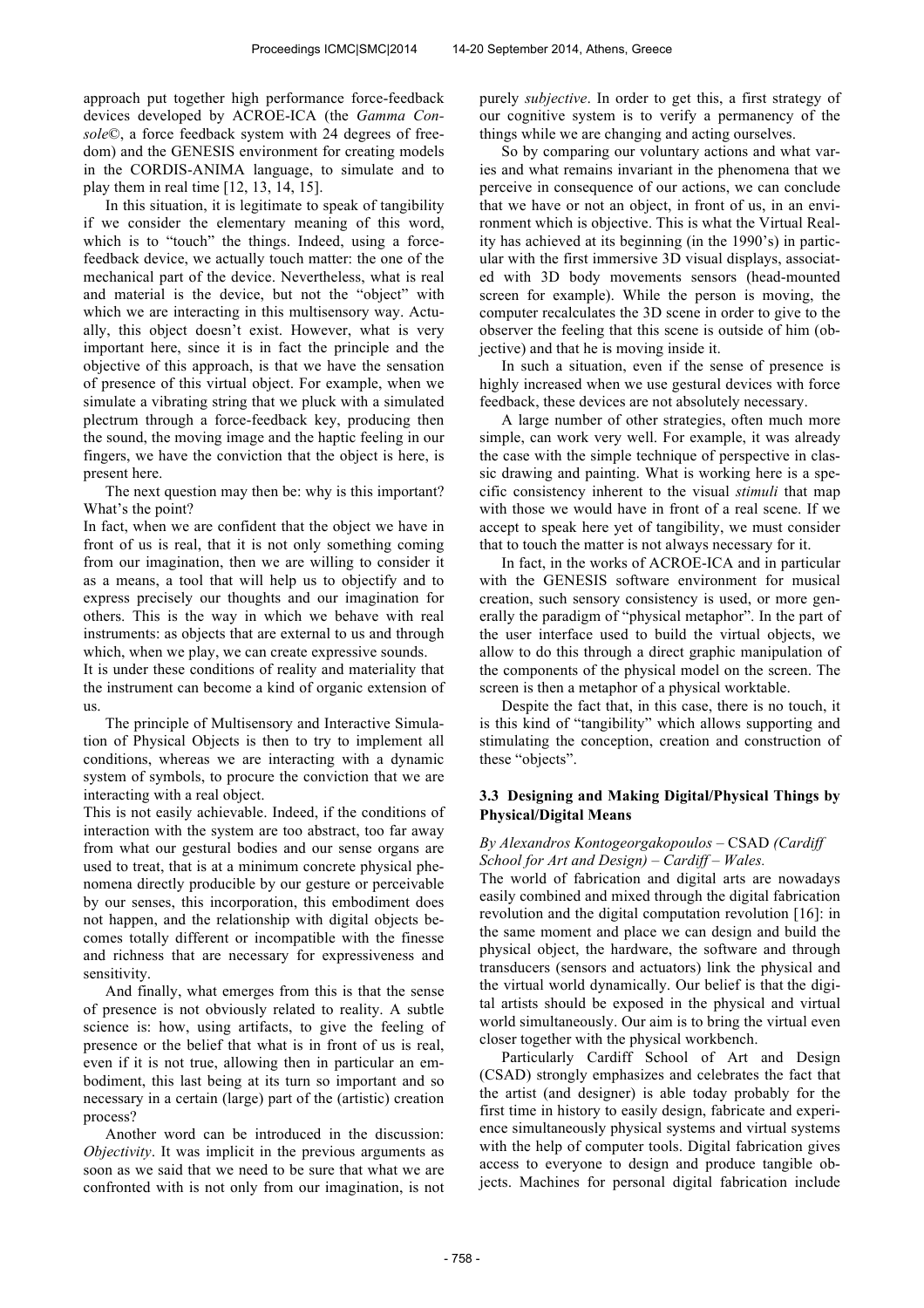approach put together high performance force-feedback devices developed by ACROE-ICA (the *Gamma Console*©, a force feedback system with 24 degrees of freedom) and the GENESIS environment for creating models in the CORDIS-ANIMA language, to simulate and to play them in real time [12, 13, 14, 15].

In this situation, it is legitimate to speak of tangibility if we consider the elementary meaning of this word, which is to "touch" the things. Indeed, using a force-feedback device, we actually touch matter: the one of the mechanical part of the device. Nevertheless, what is real and material is the device, but not the "object" with which we are interacting in this multisensory way. Actually, this object doesn't exist. However, what is very important here, since it is in fact the principle and the objective of this approach, is that we have the sensation of presence of this virtual object. For example, when we simulate a vibrating string that we pluck with a simulated plectrum through a force-feedback key, producing then the sound, the moving image and the haptic feeling in our fingers, we have the conviction that the object is here, is present here.

The next question may then be: why is this important? What's the point?

In fact, when we are confident that the object we have in front of us is real, that it is not only something coming from our imagination, then we are willing to consider it as a means, a tool that will help us to objectify and to express precisely our thoughts and our imagination for others. This is the way in which we behave with real instruments: as objects that are external to us and through which, when we play, we can create expressive sounds.

It is under these conditions of reality and materiality that the instrument can become a kind of organic extension of us.

The principle of Multisensory and Interactive Simulation of Physical Objects is then to try to implement all conditions, whereas we are interacting with a dynamic system of symbols, to procure the conviction that we are interacting with a real object.

This is not easily achievable. Indeed, if the conditions of interaction with the system are too abstract, too far away from what our gestural bodies and our sense organs are used to treat, that is at a minimum concrete physical phenomena directly producible by our gesture or perceivable by our senses, this incorporation, this embodiment does not happen, and the relationship with digital objects becomes totally different or incompatible with the finesse and richness that are necessary for expressiveness and sensitivity.

And finally, what emerges from this is that the sense of presence is not obviously related to reality. A subtle science is: how, using artifacts, to give the feeling of presence or the belief that what is in front of us is real, even if it is not true, allowing then in particular an embodiment, this last being at its turn so important and so necessary in a certain (large) part of the (artistic) creation process?

Another word can be introduced in the discussion: *Objectivity*. It was implicit in the previous arguments as soon as we said that we need to be sure that what we are confronted with is not only from our imagination, is not purely *subjective*. In order to get this, a first strategy of our cognitive system is to verify a permanency of the things while we are changing and acting ourselves.

So by comparing our voluntary actions and what varies and what remains invariant in the phenomena that we perceive in consequence of our actions, we can conclude that we have or not an object, in front of us, in an environment which is objective. This is what the Virtual Reality has achieved at its beginning (in the 1990's) in particular with the first immersive 3D visual displays, associated with 3D body movements sensors (head-mounted screen for example). While the person is moving, the computer recalculates the 3D scene in order to give to the observer the feeling that this scene is outside of him (objective) and that he is moving inside it.

In such a situation, even if the sense of presence is highly increased when we use gestural devices with force feedback, these devices are not absolutely necessary.

A large number of other strategies, often much more simple, can work very well. For example, it was already the case with the simple technique of perspective in classic drawing and painting. What is working here is a specific consistency inherent to the visual *stimuli* that map with those we would have in front of a real scene. If we accept to speak here yet of tangibility, we must consider that to touch the matter is not always necessary for it.

In fact, in the works of ACROE-ICA and in particular with the GENESIS software environment for musical creation, such sensory consistency is used, or more generally the paradigm of "physical metaphor". In the part of the user interface used to build the virtual objects, we allow to do this through a direct graphic manipulation of the components of the physical model on the screen. The screen is then a metaphor of a physical worktable.

Despite the fact that, in this case, there is no touch, it is this kind of "tangibility" which allows supporting and stimulating the conception, creation and construction of these "objects".

### 3.3 Designing and Making Digital/Physical Things by Physical/Digital Means

*By Alexandros Kontogeorgakopoulos* – CSAD *(Cardiff School for Art and Design) – Cardiff – Wales.*

The world of fabrication and digital arts are nowadays easily combined and mixed through the digital fabrication revolution and the digital computation revolution [16]: in the same moment and place we can design and build the physical object, the hardware, the software and through transducers (sensors and actuators) link the physical and the virtual world dynamically. Our belief is that the digital artists should be exposed in the physical and virtual world simultaneously. Our aim is to bring the virtual even closer together with the physical workbench.

Particularly Cardiff School of Art and Design (CSAD) strongly emphasizes and celebrates the fact that the artist (and designer) is able today probably for the first time in history to easily design, fabricate and experience simultaneously physical systems and virtual systems with the help of computer tools. Digital fabrication gives access to everyone to design and produce tangible objects. Machines for personal digital fabrication include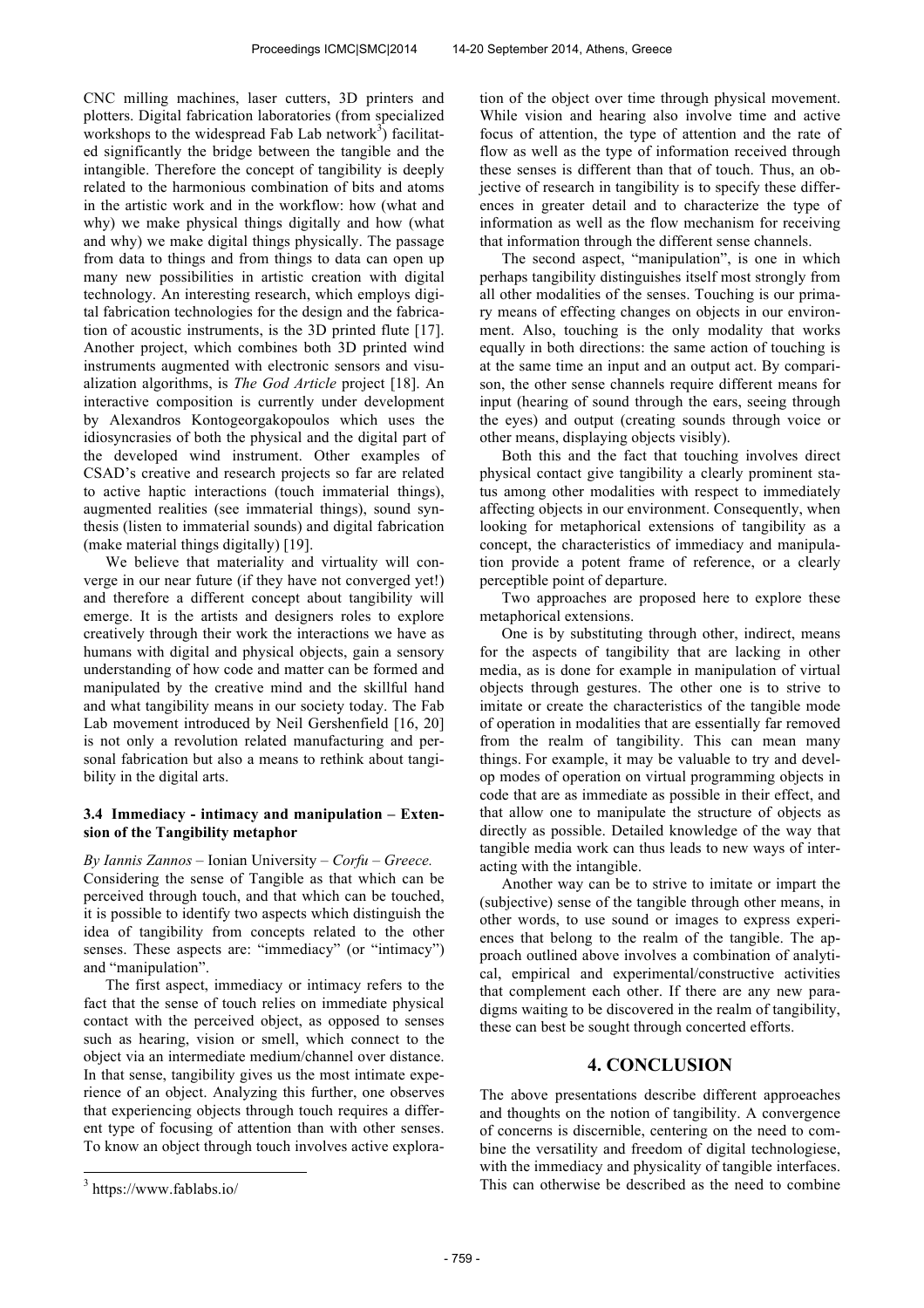CNC milling machines, laser cutters, 3D printers and plotters. Digital fabrication laboratories (from specialized workshops to the widespread Fab Lab network[3]) facilitated significantly the bridge between the tangible and the intangible. Therefore the concept of tangibility is deeply related to the harmonious combination of bits and atoms in the artistic work and in the workflow: how (what and why) we make physical things digitally and how (what and why) we make digital things physically. The passage from data to things and from things to data can open up many new possibilities in artistic creation with digital technology. An interesting research, which employs digital fabrication technologies for the design and the fabrication of acoustic instruments, is the 3D printed flute [17]. Another project, which combines both 3D printed wind instruments augmented with electronic sensors and visualization algorithms, is *The God Article* project [18]. An interactive composition is currently under development by Alexandros Kontogeorgakopoulos which uses the idiosyncrasies of both the physical and the digital part of the developed wind instrument. Other examples of CSAD's creative and research projects so far are related to active haptic interactions (touch immaterial things), augmented realities (see immaterial things), sound synthesis (listen to immaterial sounds) and digital fabrication (make material things digitally) [19].

We believe that materiality and virtuality will converge in our near future (if they have not converged yet!) and therefore a different concept about tangibility will emerge. It is the artists and designers roles to explore creatively through their work the interactions we have as humans with digital and physical objects, gain a sensory understanding of how code and matter can be formed and manipulated by the creative mind and the skillful hand and what tangibility means in our society today. The Fab Lab movement introduced by Neil Gershenfield [16, 20] is not only a revolution related manufacturing and personal fabrication but also a means to rethink about tangibility in the digital arts.

### 3.4 Immediacy - intimacy and manipulation – Extension of the Tangibility metaphor

*By Iannis Zannos* – Ionian University – *Corfu – Greece.*

Considering the sense of Tangible as that which can be perceived through touch, and that which can be touched, it is possible to identify two aspects which distinguish the idea of tangibility from concepts related to the other senses. These aspects are: "immediacy" (or "intimacy") and "manipulation".

The first aspect, immediacy or intimacy refers to the fact that the sense of touch relies on immediate physical contact with the perceived object, as opposed to senses such as hearing, vision or smell, which connect to the object via an intermediate medium/channel over distance. In that sense, tangibility gives us the most intimate experience of an object. Analyzing this further, one observes that experiencing objects through touch requires a different type of focusing of attention than with other senses. To know an object through touch involves active exploration of the object over time through physical movement. While vision and hearing also involve time and active focus of attention, the type of attention and the rate of flow as well as the type of information received through these senses is different than that of touch. Thus, an objective of research in tangibility is to specify these differences in greater detail and to characterize the type of information as well as the flow mechanism for receiving that information through the different sense channels.

The second aspect, "manipulation", is one in which perhaps tangibility distinguishes itself most strongly from all other modalities of the senses. Touching is our primary means of effecting changes on objects in our environment. Also, touching is the only modality that works equally in both directions: the same action of touching is at the same time an input and an output act. By comparison, the other sense channels require different means for input (hearing of sound through the ears, seeing through the eyes) and output (creating sounds through voice or other means, displaying objects visibly).

Both this and the fact that touching involves direct physical contact give tangibility a clearly prominent status among other modalities with respect to immediately affecting objects in our environment. Consequently, when looking for metaphorical extensions of tangibility as a concept, the characteristics of immediacy and manipulation provide a potent frame of reference, or a clearly perceptible point of departure.

Two approaches are proposed here to explore these metaphorical extensions.

One is by substituting through other, indirect, means for the aspects of tangibility that are lacking in other media, as is done for example in manipulation of virtual objects through gestures. The other one is to strive to imitate or create the characteristics of the tangible mode of operation in modalities that are essentially far removed from the realm of tangibility. This can mean many things. For example, it may be valuable to try and develop modes of operation on virtual programming objects in code that are as immediate as possible in their effect, and that allow one to manipulate the structure of objects as directly as possible. Detailed knowledge of the way that tangible media work can thus leads to new ways of interacting with the intangible.

Another way can be to strive to imitate or impart the (subjective) sense of the tangible through other means, in other words, to use sound or images to express experiences that belong to the realm of the tangible. The approach outlined above involves a combination of analytical, empirical and experimental/constructive activities that complement each other. If there are any new paradigms waiting to be discovered in the realm of tangibility, these can best be sought through concerted efforts.

## 4. CONCLUSION

The above presentations describe different approeaches and thoughts on the notion of tangibility. A convergence of concerns is discernible, centering on the need to combine the versatility and freedom of digital technologiese, with the immediacy and physicality of tangible interfaces. This can otherwise be described as the need to combine

[3] https://www.fablabs.io/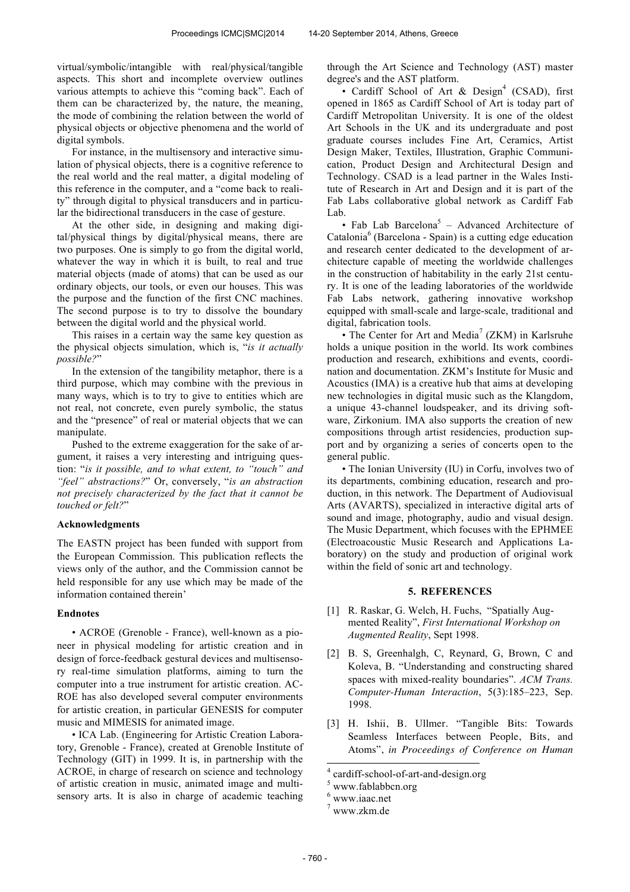virtual/symbolic/intangible with real/physical/tangible aspects. This short and incomplete overview outlines various attempts to achieve this "coming back". Each of them can be characterized by, the nature, the meaning, the mode of combining the relation between the world of physical objects or objective phenomena and the world of digital symbols.

For instance, in the multisensory and interactive simulation of physical objects, there is a cognitive reference to the real world and the real matter, a digital modeling of this reference in the computer, and a "come back to reality" through digital to physical transducers and in particular the bidirectional transducers in the case of gesture.

At the other side, in designing and making digital/physical things by digital/physical means, there are two purposes. One is simply to go from the digital world, whatever the way in which it is built, to real and true material objects (made of atoms) that can be used as our ordinary objects, our tools, or even our houses. This was the purpose and the function of the first CNC machines. The second purpose is to try to dissolve the boundary between the digital world and the physical world.

This raises in a certain way the same key question as the physical objects simulation, which is, "*is it actually possible?*"

In the extension of the tangibility metaphor, there is a third purpose, which may combine with the previous in many ways, which is to try to give to entities which are not real, not concrete, even purely symbolic, the status and the "presence" of real or material objects that we can manipulate.

Pushed to the extreme exaggeration for the sake of argument, it raises a very interesting and intriguing question: "*is it possible, and to what extent, to "touch" and "feel" abstractions?*" Or, conversely, "*is an abstraction not precisely characterized by the fact that it cannot be touched or felt?*"

**Acknowledgments**

The EASTN project has been funded with support from the European Commission. This publication reflects the views only of the author, and the Commission cannot be held responsible for any use which may be made of the information contained therein'

**Endnotes**

• ACROE (Grenoble - France), well-known as a pioneer in physical modeling for artistic creation and in design of force-feedback gestural devices and multisensory real-time simulation platforms, aiming to turn the computer into a true instrument for artistic creation. ACROE has also developed several computer environments for artistic creation, in particular GENESIS for computer music and MIMESIS for animated image.

• ICA Lab. (Engineering for Artistic Creation Laboratory, Grenoble - France), created at Grenoble Institute of Technology (GIT) in 1999. It is, in partnership with the ACROE, in charge of research on science and technology of artistic creation in music, animated image and multisensory arts. It is also in charge of academic teaching through the Art Science and Technology (AST) master degree's and the AST platform.

• Cardiff School of Art & Design[4] (CSAD), first opened in 1865 as Cardiff School of Art is today part of Cardiff Metropolitan University. It is one of the oldest Art Schools in the UK and its undergraduate and post graduate courses includes Fine Art, Ceramics, Artist Design Maker, Textiles, Illustration, Graphic Communication, Product Design and Architectural Design and Technology. CSAD is a lead partner in the Wales Institute of Research in Art and Design and it is part of the Fab Labs collaborative global network as Cardiff Fab Lab.

• Fab Lab Barcelona[5] – Advanced Architecture of Catalonia[6] (Barcelona - Spain) is a cutting edge education and research center dedicated to the development of architecture capable of meeting the worldwide challenges in the construction of habitability in the early 21st century. It is one of the leading laboratories of the worldwide Fab Labs network, gathering innovative workshop equipped with small-scale and large-scale, traditional and digital, fabrication tools.

• The Center for Art and Media[7] (ZKM) in Karlsruhe holds a unique position in the world. Its work combines production and research, exhibitions and events, coordination and documentation. ZKM's Institute for Music and Acoustics (IMA) is a creative hub that aims at developing new technologies in digital music such as the Klangdom, a unique 43-channel loudspeaker, and its driving software, Zirkonium. IMA also supports the creation of new compositions through artist residencies, production support and by organizing a series of concerts open to the general public.

• The Ionian University (IU) in Corfu, involves two of its departments, combining education, research and production, in this network. The Department of Audiovisual Arts (AVARTS), specialized in interactive digital arts of sound and image, photography, audio and visual design. The Music Department, which focuses with the EPHMEE (Electroacoustic Music Research and Applications Laboratory) on the study and production of original work within the field of sonic art and technology.

## 5. REFERENCES

[1] R. Raskar, G. Welch, H. Fuchs, "Spatially Augmented Reality", *First International Workshop on Augmented Reality*, Sept 1998.

[2] B. S, Greenhalgh, C, Reynard, G, Brown, C and Koleva, B. "Understanding and constructing shared spaces with mixed-reality boundaries". *ACM Trans. Computer-Human Interaction*, 5(3):185–223, Sep. 1998.

[3] H. Ishii, B. Ullmer. "Tangible Bits: Towards Seamless Interfaces between People, Bits, and Atoms", *in Proceedings of Conference on Human*

[4] cardiff-school-of-art-and-design.org

[5] www.fablabbcn.org

[6] www.iaac.net

[7] www.zkm.de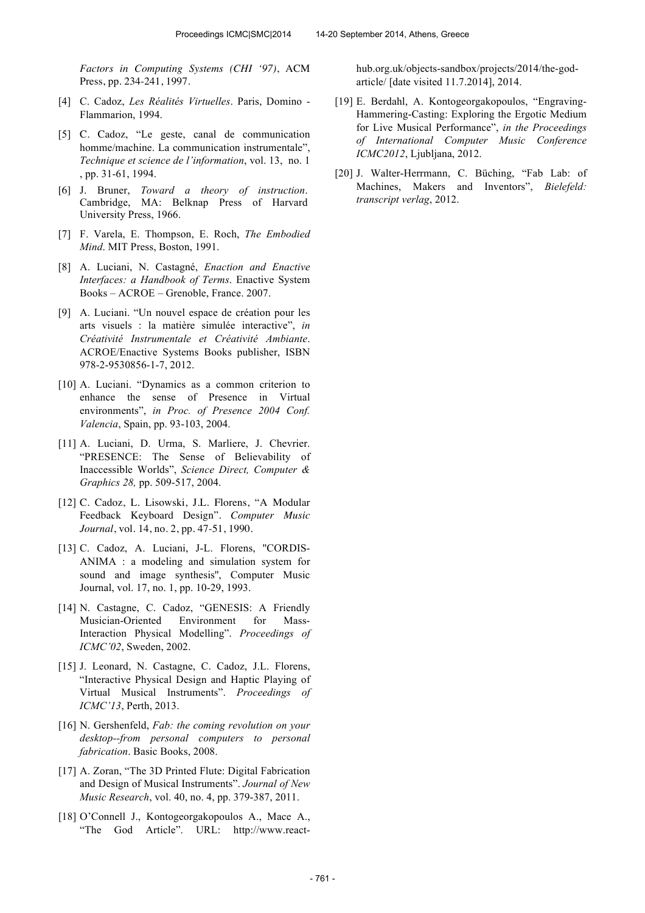*Factors in Computing Systems (CHI '97)*, ACM Press, pp. 234-241, 1997.

[4] C. Cadoz, *Les Réalités Virtuelles*. Paris, Domino - Flammarion, 1994.

[5] C. Cadoz, "Le geste, canal de communication homme/machine. La communication instrumentale", *Technique et science de l'information*, vol. 13, no. 1 , pp. 31-61, 1994.

[6] J. Bruner, *Toward a theory of instruction*. Cambridge, MA: Belknap Press of Harvard University Press, 1966.

[7] F. Varela, E. Thompson, E. Roch, *The Embodied Mind*. MIT Press, Boston, 1991.

[8] A. Luciani, N. Castagné, *Enaction and Enactive Interfaces: a Handbook of Terms*. Enactive System Books – ACROE – Grenoble, France. 2007.

[9] A. Luciani. "Un nouvel espace de création pour les arts visuels : la matière simulée interactive", *in Créativité Instrumentale et Créativité Ambiante*. ACROE/Enactive Systems Books publisher, ISBN 978-2-9530856-1-7, 2012.

[10] A. Luciani. "Dynamics as a common criterion to enhance the sense of Presence in Virtual environments", *in Proc. of Presence 2004 Conf. Valencia*, Spain, pp. 93-103, 2004.

[11] A. Luciani, D. Urma, S. Marliere, J. Chevrier. "PRESENCE: The Sense of Believability of Inaccessible Worlds", *Science Direct, Computer & Graphics 28,* pp. 509-517, 2004.

[12] C. Cadoz, L. Lisowski, J.L. Florens, "A Modular Feedback Keyboard Design". *Computer Music Journal*, vol. 14, no. 2, pp. 47-51, 1990.

[13] C. Cadoz, A. Luciani, J-L. Florens, "CORDIS-ANIMA : a modeling and simulation system for sound and image synthesis", Computer Music Journal, vol. 17, no. 1, pp. 10-29, 1993.

[14] N. Castagne, C. Cadoz, "GENESIS: A Friendly Musician-Oriented Environment for Mass-Interaction Physical Modelling". *Proceedings of ICMC'02*, Sweden, 2002.

[15] J. Leonard, N. Castagne, C. Cadoz, J.L. Florens, "Interactive Physical Design and Haptic Playing of Virtual Musical Instruments". *Proceedings of ICMC'13*, Perth, 2013.

[16] N. Gershenfeld, *Fab: the coming revolution on your desktop--from personal computers to personal fabrication*. Basic Books, 2008.

[17] A. Zoran, "The 3D Printed Flute: Digital Fabrication and Design of Musical Instruments". *Journal of New Music Research*, vol. 40, no. 4, pp. 379-387, 2011.

[18] O'Connell J., Kontogeorgakopoulos A., Mace A., "The God Article". URL: http://www.react-hub.org.uk/objects-sandbox/projects/2014/the-god-article/ [date visited 11.7.2014], 2014.

[19] E. Berdahl, A. Kontogeorgakopoulos, "Engraving-Hammering-Casting: Exploring the Ergotic Medium for Live Musical Performance", *in the Proceedings of International Computer Music Conference ICMC2012*, Ljubljana, 2012.

[20] J. Walter-Herrmann, C. Büching, "Fab Lab: of Machines, Makers and Inventors", *Bielefeld: transcript verlag*, 2012.